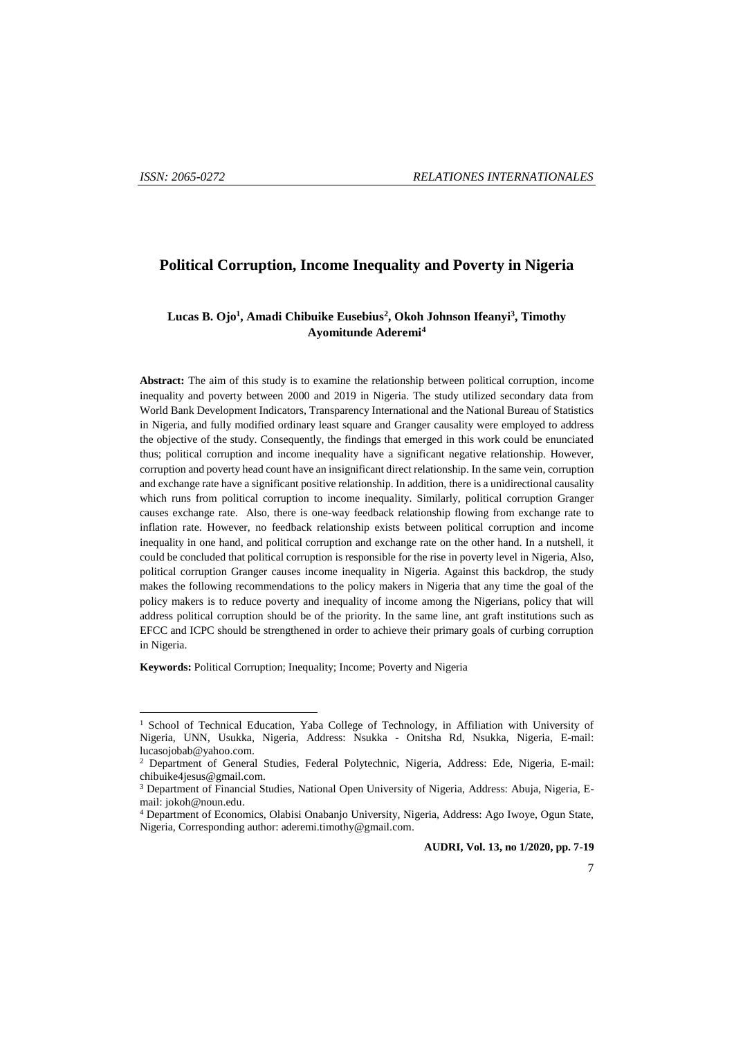# Political Corruption, Income Inequality and Poverty in Nigeria

**Lucas B. Ojo[1], Amadi Chibuike Eusebius[2], Okoh Johnson Ifeanyi[3], Timothy Ayomitunde Aderemi[4]**

**Abstract:** The aim of this study is to examine the relationship between political corruption, income inequality and poverty between 2000 and 2019 in Nigeria. The study utilized secondary data from World Bank Development Indicators, Transparency International and the National Bureau of Statistics in Nigeria, and fully modified ordinary least square and Granger causality were employed to address the objective of the study. Consequently, the findings that emerged in this work could be enunciated thus; political corruption and income inequality have a significant negative relationship. However, corruption and poverty head count have an insignificant direct relationship. In the same vein, corruption and exchange rate have a significant positive relationship. In addition, there is a unidirectional causality which runs from political corruption to income inequality. Similarly, political corruption Granger causes exchange rate. Also, there is one-way feedback relationship flowing from exchange rate to inflation rate. However, no feedback relationship exists between political corruption and income inequality in one hand, and political corruption and exchange rate on the other hand. In a nutshell, it could be concluded that political corruption is responsible for the rise in poverty level in Nigeria, Also, political corruption Granger causes income inequality in Nigeria. Against this backdrop, the study makes the following recommendations to the policy makers in Nigeria that any time the goal of the policy makers is to reduce poverty and inequality of income among the Nigerians, policy that will address political corruption should be of the priority. In the same line, ant graft institutions such as EFCC and ICPC should be strengthened in order to achieve their primary goals of curbing corruption in Nigeria.

**Keywords:** Political Corruption; Inequality; Income; Poverty and Nigeria

---

[1] School of Technical Education, Yaba College of Technology, in Affiliation with University of Nigeria, UNN, Usukka, Nigeria, Address: Nsukka - Onitsha Rd, Nsukka, Nigeria, E-mail: lucasojobab@yahoo.com.

[2] Department of General Studies, Federal Polytechnic, Nigeria, Address: Ede, Nigeria, E-mail: chibuike4jesus@gmail.com.

[3] Department of Financial Studies, National Open University of Nigeria, Address: Abuja, Nigeria, E-mail: jokoh@noun.edu.

[4] Department of Economics, Olabisi Onabanjo University, Nigeria, Address: Ago Iwoye, Ogun State, Nigeria, Corresponding author: aderemi.timothy@gmail.com.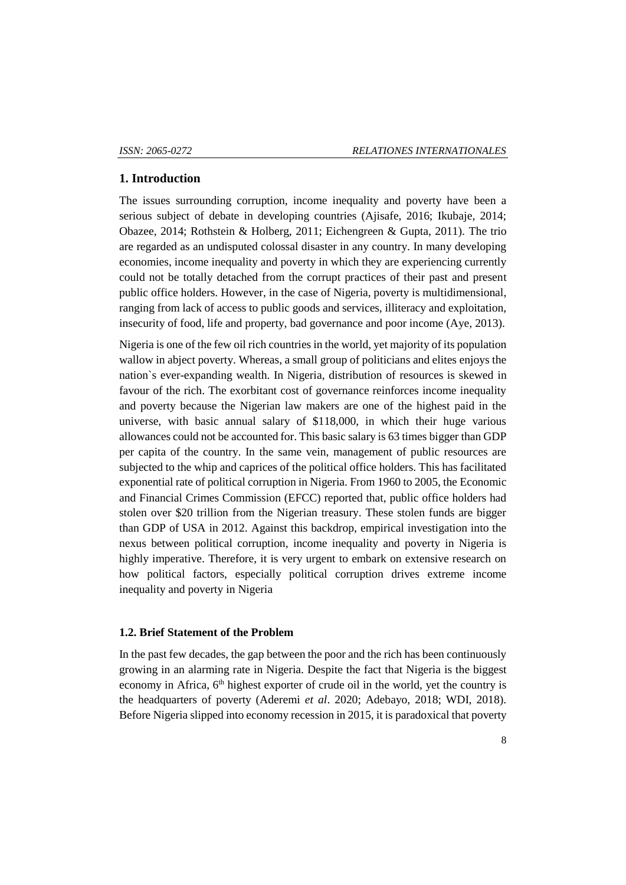## 1. Introduction

The issues surrounding corruption, income inequality and poverty have been a serious subject of debate in developing countries (Ajisafe, 2016; Ikubaje, 2014; Obazee, 2014; Rothstein & Holberg, 2011; Eichengreen & Gupta, 2011). The trio are regarded as an undisputed colossal disaster in any country. In many developing economies, income inequality and poverty in which they are experiencing currently could not be totally detached from the corrupt practices of their past and present public office holders. However, in the case of Nigeria, poverty is multidimensional, ranging from lack of access to public goods and services, illiteracy and exploitation, insecurity of food, life and property, bad governance and poor income (Aye, 2013).

Nigeria is one of the few oil rich countries in the world, yet majority of its population wallow in abject poverty. Whereas, a small group of politicians and elites enjoys the nation`s ever-expanding wealth. In Nigeria, distribution of resources is skewed in favour of the rich. The exorbitant cost of governance reinforces income inequality and poverty because the Nigerian law makers are one of the highest paid in the universe, with basic annual salary of $118,000, in which their huge various allowances could not be accounted for. This basic salary is 63 times bigger than GDP per capita of the country. In the same vein, management of public resources are subjected to the whip and caprices of the political office holders. This has facilitated exponential rate of political corruption in Nigeria. From 1960 to 2005, the Economic and Financial Crimes Commission (EFCC) reported that, public office holders had stolen over $20 trillion from the Nigerian treasury. These stolen funds are bigger than GDP of USA in 2012. Against this backdrop, empirical investigation into the nexus between political corruption, income inequality and poverty in Nigeria is highly imperative. Therefore, it is very urgent to embark on extensive research on how political factors, especially political corruption drives extreme income inequality and poverty in Nigeria

### 1.2. Brief Statement of the Problem

In the past few decades, the gap between the poor and the rich has been continuously growing in an alarming rate in Nigeria. Despite the fact that Nigeria is the biggest economy in Africa, 6th highest exporter of crude oil in the world, yet the country is the headquarters of poverty (Aderemi *et al*. 2020; Adebayo, 2018; WDI, 2018). Before Nigeria slipped into economy recession in 2015, it is paradoxical that poverty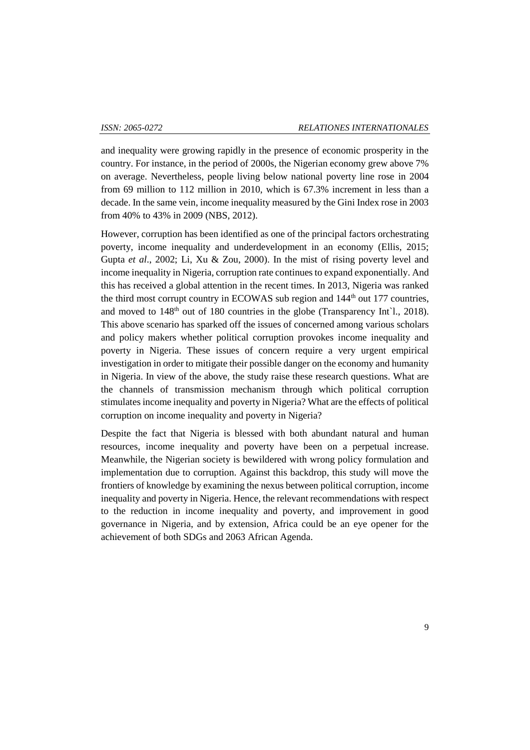and inequality were growing rapidly in the presence of economic prosperity in the country. For instance, in the period of 2000s, the Nigerian economy grew above 7% on average. Nevertheless, people living below national poverty line rose in 2004 from 69 million to 112 million in 2010, which is 67.3% increment in less than a decade. In the same vein, income inequality measured by the Gini Index rose in 2003 from 40% to 43% in 2009 (NBS, 2012).

However, corruption has been identified as one of the principal factors orchestrating poverty, income inequality and underdevelopment in an economy (Ellis, 2015; Gupta *et al*., 2002; Li, Xu & Zou, 2000). In the mist of rising poverty level and income inequality in Nigeria, corruption rate continues to expand exponentially. And this has received a global attention in the recent times. In 2013, Nigeria was ranked the third most corrupt country in ECOWAS sub region and 144th out 177 countries, and moved to 148th out of 180 countries in the globe (Transparency Int`l., 2018). This above scenario has sparked off the issues of concerned among various scholars and policy makers whether political corruption provokes income inequality and poverty in Nigeria. These issues of concern require a very urgent empirical investigation in order to mitigate their possible danger on the economy and humanity in Nigeria. In view of the above, the study raise these research questions. What are the channels of transmission mechanism through which political corruption stimulates income inequality and poverty in Nigeria? What are the effects of political corruption on income inequality and poverty in Nigeria?

Despite the fact that Nigeria is blessed with both abundant natural and human resources, income inequality and poverty have been on a perpetual increase. Meanwhile, the Nigerian society is bewildered with wrong policy formulation and implementation due to corruption. Against this backdrop, this study will move the frontiers of knowledge by examining the nexus between political corruption, income inequality and poverty in Nigeria. Hence, the relevant recommendations with respect to the reduction in income inequality and poverty, and improvement in good governance in Nigeria, and by extension, Africa could be an eye opener for the achievement of both SDGs and 2063 African Agenda.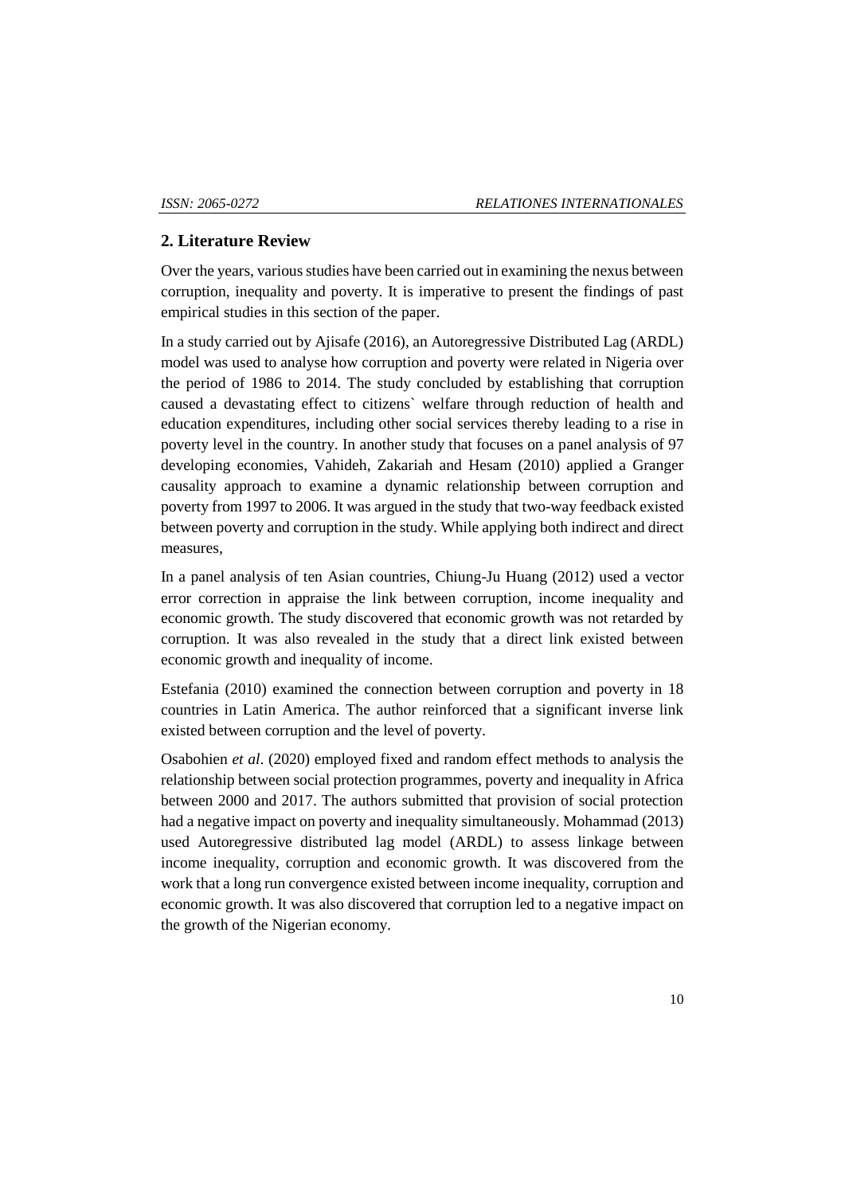## 2. Literature Review

Over the years, various studies have been carried out in examining the nexus between corruption, inequality and poverty. It is imperative to present the findings of past empirical studies in this section of the paper.

In a study carried out by Ajisafe (2016), an Autoregressive Distributed Lag (ARDL) model was used to analyse how corruption and poverty were related in Nigeria over the period of 1986 to 2014. The study concluded by establishing that corruption caused a devastating effect to citizens` welfare through reduction of health and education expenditures, including other social services thereby leading to a rise in poverty level in the country. In another study that focuses on a panel analysis of 97 developing economies, Vahideh, Zakariah and Hesam (2010) applied a Granger causality approach to examine a dynamic relationship between corruption and poverty from 1997 to 2006. It was argued in the study that two-way feedback existed between poverty and corruption in the study. While applying both indirect and direct measures,

In a panel analysis of ten Asian countries, Chiung-Ju Huang (2012) used a vector error correction in appraise the link between corruption, income inequality and economic growth. The study discovered that economic growth was not retarded by corruption. It was also revealed in the study that a direct link existed between economic growth and inequality of income.

Estefania (2010) examined the connection between corruption and poverty in 18 countries in Latin America. The author reinforced that a significant inverse link existed between corruption and the level of poverty.

Osabohien *et al*. (2020) employed fixed and random effect methods to analysis the relationship between social protection programmes, poverty and inequality in Africa between 2000 and 2017. The authors submitted that provision of social protection had a negative impact on poverty and inequality simultaneously. Mohammad (2013) used Autoregressive distributed lag model (ARDL) to assess linkage between income inequality, corruption and economic growth. It was discovered from the work that a long run convergence existed between income inequality, corruption and economic growth. It was also discovered that corruption led to a negative impact on the growth of the Nigerian economy.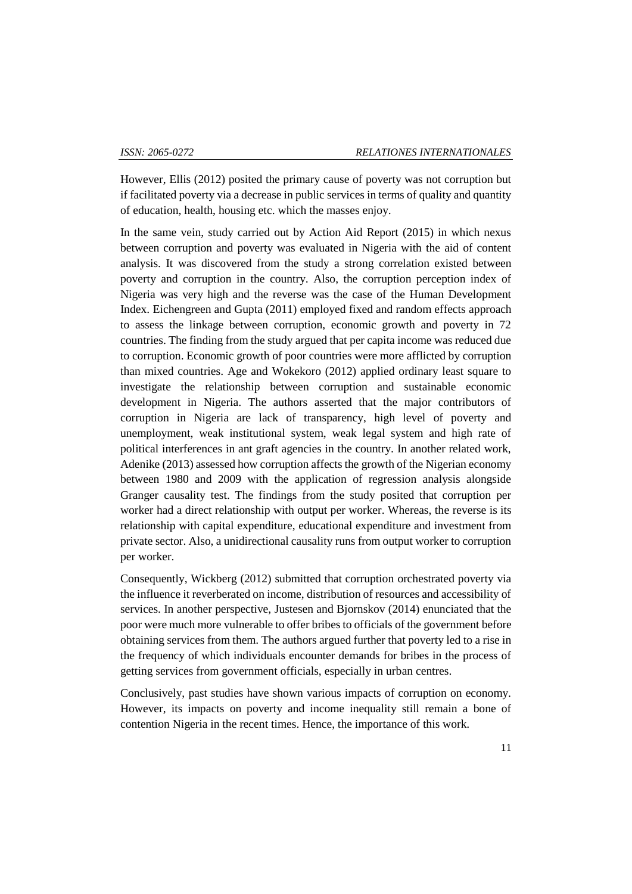However, Ellis (2012) posited the primary cause of poverty was not corruption but if facilitated poverty via a decrease in public services in terms of quality and quantity of education, health, housing etc. which the masses enjoy.

In the same vein, study carried out by Action Aid Report (2015) in which nexus between corruption and poverty was evaluated in Nigeria with the aid of content analysis. It was discovered from the study a strong correlation existed between poverty and corruption in the country. Also, the corruption perception index of Nigeria was very high and the reverse was the case of the Human Development Index. Eichengreen and Gupta (2011) employed fixed and random effects approach to assess the linkage between corruption, economic growth and poverty in 72 countries. The finding from the study argued that per capita income was reduced due to corruption. Economic growth of poor countries were more afflicted by corruption than mixed countries. Age and Wokekoro (2012) applied ordinary least square to investigate the relationship between corruption and sustainable economic development in Nigeria. The authors asserted that the major contributors of corruption in Nigeria are lack of transparency, high level of poverty and unemployment, weak institutional system, weak legal system and high rate of political interferences in ant graft agencies in the country. In another related work, Adenike (2013) assessed how corruption affects the growth of the Nigerian economy between 1980 and 2009 with the application of regression analysis alongside Granger causality test. The findings from the study posited that corruption per worker had a direct relationship with output per worker. Whereas, the reverse is its relationship with capital expenditure, educational expenditure and investment from private sector. Also, a unidirectional causality runs from output worker to corruption per worker.

Consequently, Wickberg (2012) submitted that corruption orchestrated poverty via the influence it reverberated on income, distribution of resources and accessibility of services. In another perspective, Justesen and Bjornskov (2014) enunciated that the poor were much more vulnerable to offer bribes to officials of the government before obtaining services from them. The authors argued further that poverty led to a rise in the frequency of which individuals encounter demands for bribes in the process of getting services from government officials, especially in urban centres.

Conclusively, past studies have shown various impacts of corruption on economy. However, its impacts on poverty and income inequality still remain a bone of contention Nigeria in the recent times. Hence, the importance of this work.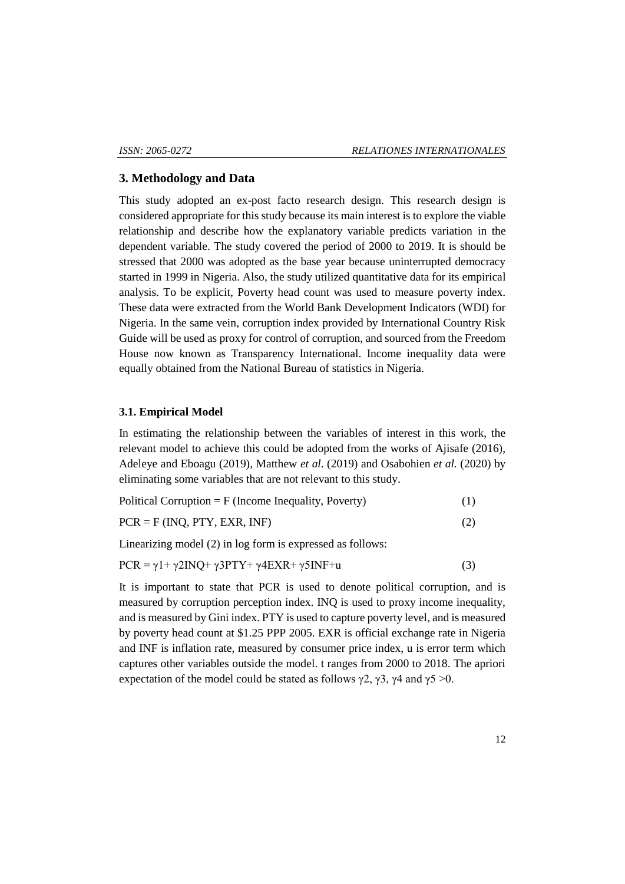## 3. Methodology and Data

This study adopted an ex-post facto research design. This research design is considered appropriate for this study because its main interest is to explore the viable relationship and describe how the explanatory variable predicts variation in the dependent variable. The study covered the period of 2000 to 2019. It is should be stressed that 2000 was adopted as the base year because uninterrupted democracy started in 1999 in Nigeria. Also, the study utilized quantitative data for its empirical analysis. To be explicit, Poverty head count was used to measure poverty index. These data were extracted from the World Bank Development Indicators (WDI) for Nigeria. In the same vein, corruption index provided by International Country Risk Guide will be used as proxy for control of corruption, and sourced from the Freedom House now known as Transparency International. Income inequality data were equally obtained from the National Bureau of statistics in Nigeria.

### 3.1. Empirical Model

In estimating the relationship between the variables of interest in this work, the relevant model to achieve this could be adopted from the works of Ajisafe (2016), Adeleye and Eboagu (2019), Matthew *et al*. (2019) and Osabohien *et al.* (2020) by eliminating some variables that are not relevant to this study.

$$\text{Political Corruption} = F\,(\text{Income Inequality, Poverty}) \qquad (1)$$

$$PCR = F\,(INQ, PTY, EXR, INF) \qquad (2)$$

Linearizing model (2) in log form is expressed as follows:

$$PCR = \gamma 1 + \gamma 2INQ + \gamma 3PTY + \gamma 4EXR + \gamma 5INF + u \qquad (3)$$

It is important to state that PCR is used to denote political corruption, and is measured by corruption perception index. INQ is used to proxy income inequality, and is measured by Gini index. PTY is used to capture poverty level, and is measured by poverty head count at $1.25 PPP 2005. EXR is official exchange rate in Nigeria and INF is inflation rate, measured by consumer price index, u is error term which captures other variables outside the model. t ranges from 2000 to 2018. The apriori expectation of the model could be stated as follows $\gamma 2$, $\gamma 3$, $\gamma 4$ and $\gamma 5 > 0$.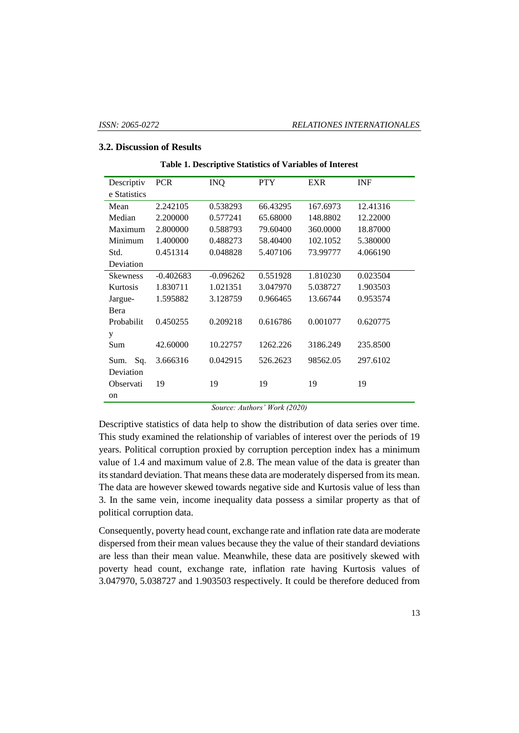### 3.2. Discussion of Results

**Table 1. Descriptive Statistics of Variables of Interest**

| Descriptive Statistics | PCR | INQ | PTY | EXR | INF |
|---|---|---|---|---|---|
| Mean | 2.242105 | 0.538293 | 66.43295 | 167.6973 | 12.41316 |
| Median | 2.200000 | 0.577241 | 65.68000 | 148.8802 | 12.22000 |
| Maximum | 2.800000 | 0.588793 | 79.60400 | 360.0000 | 18.87000 |
| Minimum | 1.400000 | 0.488273 | 58.40400 | 102.1052 | 5.380000 |
| Std. Deviation | 0.451314 | 0.048828 | 5.407106 | 73.99777 | 4.066190 |
| Skewness | -0.402683 | -0.096262 | 0.551928 | 1.810230 | 0.023504 |
| Kurtosis | 1.830711 | 1.021351 | 3.047970 | 5.038727 | 1.903503 |
| Jargue-Bera | 1.595882 | 3.128759 | 0.966465 | 13.66744 | 0.953574 |
| Probability | 0.450255 | 0.209218 | 0.616786 | 0.001077 | 0.620775 |
| Sum | 42.60000 | 10.22757 | 1262.226 | 3186.249 | 235.8500 |
| Sum. Sq. Deviation | 3.666316 | 0.042915 | 526.2623 | 98562.05 | 297.6102 |
| Observation | 19 | 19 | 19 | 19 | 19 |

*Source: Authors' Work (2020)*

Descriptive statistics of data help to show the distribution of data series over time. This study examined the relationship of variables of interest over the periods of 19 years. Political corruption proxied by corruption perception index has a minimum value of 1.4 and maximum value of 2.8. The mean value of the data is greater than its standard deviation. That means these data are moderately dispersed from its mean. The data are however skewed towards negative side and Kurtosis value of less than 3. In the same vein, income inequality data possess a similar property as that of political corruption data.

Consequently, poverty head count, exchange rate and inflation rate data are moderate dispersed from their mean values because they the value of their standard deviations are less than their mean value. Meanwhile, these data are positively skewed with poverty head count, exchange rate, inflation rate having Kurtosis values of 3.047970, 5.038727 and 1.903503 respectively. It could be therefore deduced from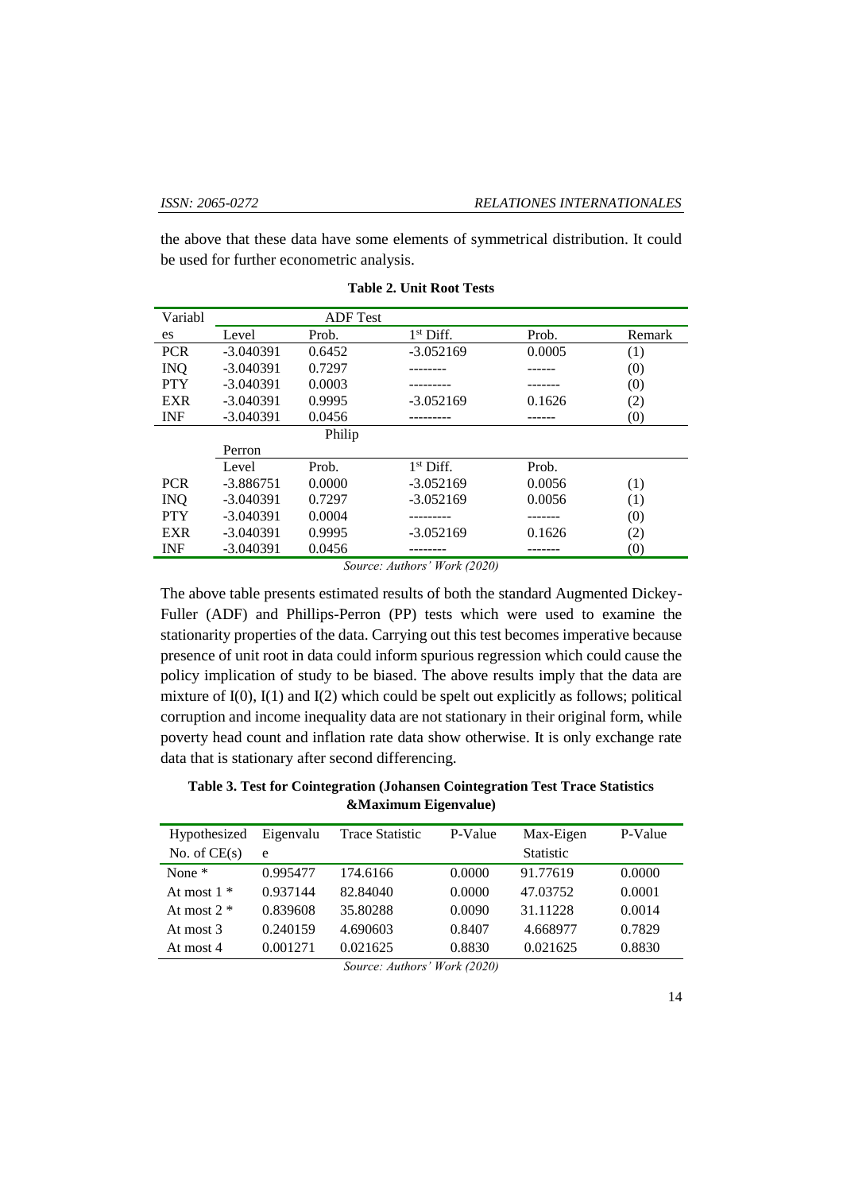the above that these data have some elements of symmetrical distribution. It could be used for further econometric analysis.

**Table 2. Unit Root Tests**

| Variables | ADF Test | | | | |
|---|---|---|---|---|---|
| | Level | Prob. | 1st Diff. | Prob. | Remark |
| PCR | -3.040391 | 0.6452 | -3.052169 | 0.0005 | (1) |
| INQ | -3.040391 | 0.7297 | -------- | ------ | (0) |
| PTY | -3.040391 | 0.0003 | --------- | ------- | (0) |
| EXR | -3.040391 | 0.9995 | -3.052169 | 0.1626 | (2) |
| INF | -3.040391 | 0.0456 | --------- | ------ | (0) |
| | Philip Perron | | | | |
| | Level | Prob. | 1st Diff. | Prob. | |
| PCR | -3.886751 | 0.0000 | -3.052169 | 0.0056 | (1) |
| INQ | -3.040391 | 0.7297 | -3.052169 | 0.0056 | (1) |
| PTY | -3.040391 | 0.0004 | --------- | ------- | (0) |
| EXR | -3.040391 | 0.9995 | -3.052169 | 0.1626 | (2) |
| INF | -3.040391 | 0.0456 | -------- | ------- | (0) |

*Source: Authors' Work (2020)*

The above table presents estimated results of both the standard Augmented Dickey-Fuller (ADF) and Phillips-Perron (PP) tests which were used to examine the stationarity properties of the data. Carrying out this test becomes imperative because presence of unit root in data could inform spurious regression which could cause the policy implication of study to be biased. The above results imply that the data are mixture of I(0), I(1) and I(2) which could be spelt out explicitly as follows; political corruption and income inequality data are not stationary in their original form, while poverty head count and inflation rate data show otherwise. It is only exchange rate data that is stationary after second differencing.

**Table 3. Test for Cointegration (Johansen Cointegration Test Trace Statistics &Maximum Eigenvalue)**

| Hypothesized No. of CE(s) | Eigenvalue | Trace Statistic | P-Value | Max-Eigen Statistic | P-Value |
|---|---|---|---|---|---|
| None * | 0.995477 | 174.6166 | 0.0000 | 91.77619 | 0.0000 |
| At most 1 * | 0.937144 | 82.84040 | 0.0000 | 47.03752 | 0.0001 |
| At most 2 * | 0.839608 | 35.80288 | 0.0090 | 31.11228 | 0.0014 |
| At most 3 | 0.240159 | 4.690603 | 0.8407 | 4.668977 | 0.7829 |
| At most 4 | 0.001271 | 0.021625 | 0.8830 | 0.021625 | 0.8830 |

*Source: Authors' Work (2020)*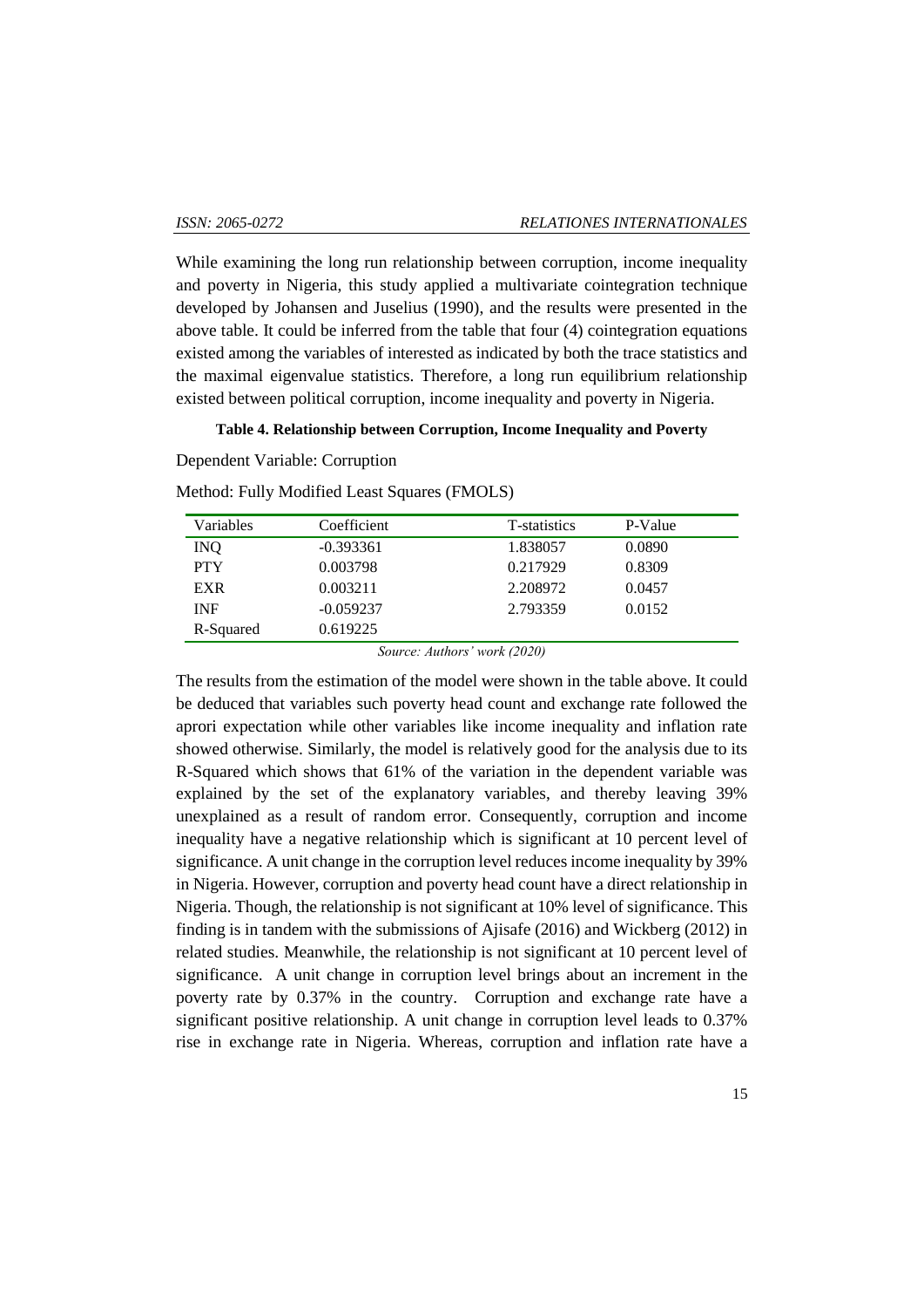While examining the long run relationship between corruption, income inequality and poverty in Nigeria, this study applied a multivariate cointegration technique developed by Johansen and Juselius (1990), and the results were presented in the above table. It could be inferred from the table that four (4) cointegration equations existed among the variables of interested as indicated by both the trace statistics and the maximal eigenvalue statistics. Therefore, a long run equilibrium relationship existed between political corruption, income inequality and poverty in Nigeria.

**Table 4. Relationship between Corruption, Income Inequality and Poverty**

Dependent Variable: Corruption

Method: Fully Modified Least Squares (FMOLS)

| Variables | Coefficient | T-statistics | P-Value |
|---|---|---|---|
| INQ | -0.393361 | 1.838057 | 0.0890 |
| PTY | 0.003798 | 0.217929 | 0.8309 |
| EXR | 0.003211 | 2.208972 | 0.0457 |
| INF | -0.059237 | 2.793359 | 0.0152 |
| R-Squared | 0.619225 | | |

*Source: Authors' work (2020)*

The results from the estimation of the model were shown in the table above. It could be deduced that variables such poverty head count and exchange rate followed the aprori expectation while other variables like income inequality and inflation rate showed otherwise. Similarly, the model is relatively good for the analysis due to its R-Squared which shows that 61% of the variation in the dependent variable was explained by the set of the explanatory variables, and thereby leaving 39% unexplained as a result of random error. Consequently, corruption and income inequality have a negative relationship which is significant at 10 percent level of significance. A unit change in the corruption level reduces income inequality by 39% in Nigeria. However, corruption and poverty head count have a direct relationship in Nigeria. Though, the relationship is not significant at 10% level of significance. This finding is in tandem with the submissions of Ajisafe (2016) and Wickberg (2012) in related studies. Meanwhile, the relationship is not significant at 10 percent level of significance. A unit change in corruption level brings about an increment in the poverty rate by 0.37% in the country. Corruption and exchange rate have a significant positive relationship. A unit change in corruption level leads to 0.37% rise in exchange rate in Nigeria. Whereas, corruption and inflation rate have a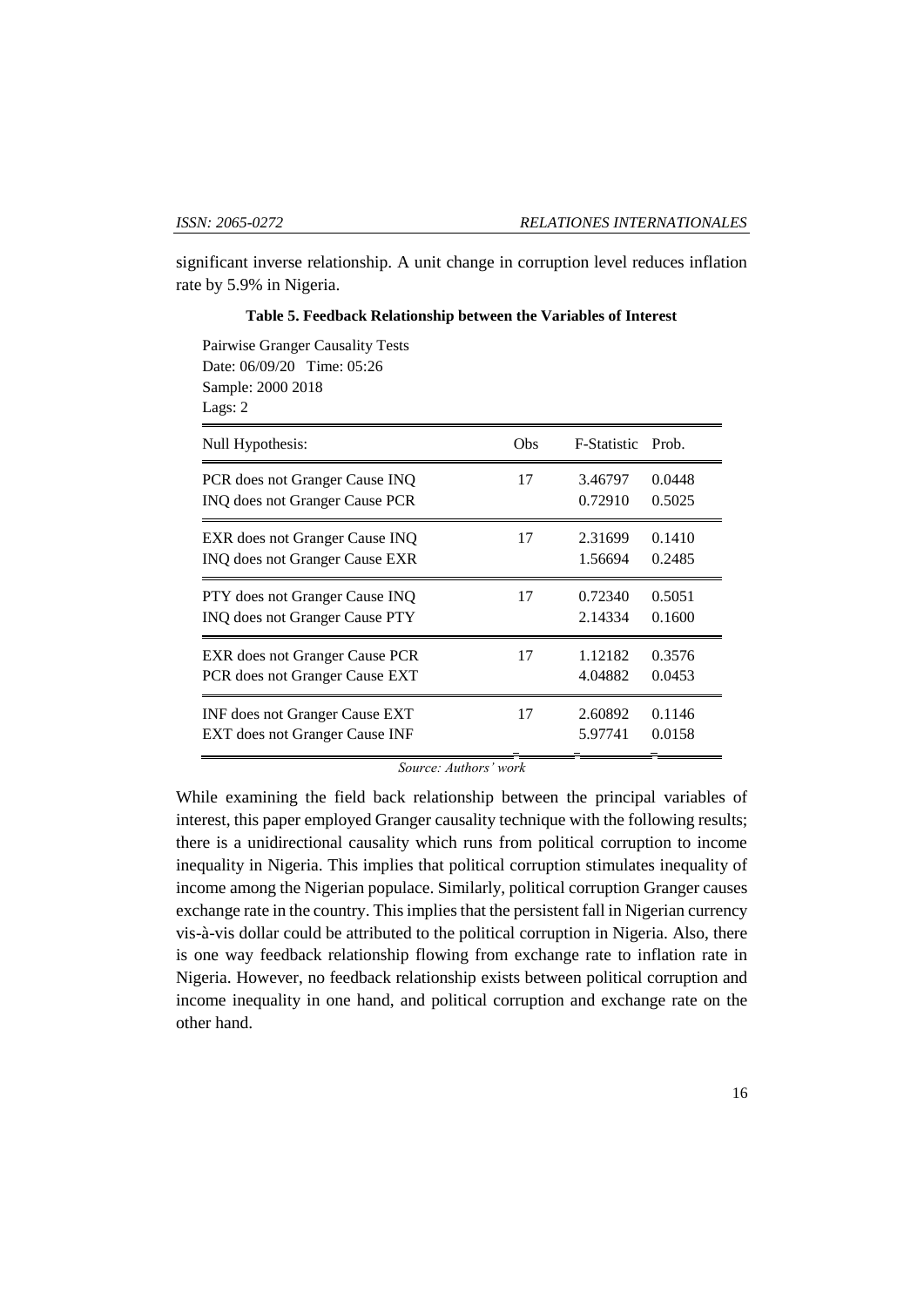significant inverse relationship. A unit change in corruption level reduces inflation rate by 5.9% in Nigeria.

**Table 5. Feedback Relationship between the Variables of Interest**

Pairwise Granger Causality Tests
Date: 06/09/20 Time: 05:26
Sample: 2000 2018
Lags: 2

| Null Hypothesis: | Obs | F-Statistic | Prob. |
|---|---|---|---|
| PCR does not Granger Cause INQ | 17 | 3.46797 | 0.0448 |
| INQ does not Granger Cause PCR | | 0.72910 | 0.5025 |
| EXR does not Granger Cause INQ | 17 | 2.31699 | 0.1410 |
| INQ does not Granger Cause EXR | | 1.56694 | 0.2485 |
| PTY does not Granger Cause INQ | 17 | 0.72340 | 0.5051 |
| INQ does not Granger Cause PTY | | 2.14334 | 0.1600 |
| EXR does not Granger Cause PCR | 17 | 1.12182 | 0.3576 |
| PCR does not Granger Cause EXT | | 4.04882 | 0.0453 |
| INF does not Granger Cause EXT | 17 | 2.60892 | 0.1146 |
| EXT does not Granger Cause INF | | 5.97741 | 0.0158 |

*Source: Authors' work*

While examining the field back relationship between the principal variables of interest, this paper employed Granger causality technique with the following results; there is a unidirectional causality which runs from political corruption to income inequality in Nigeria. This implies that political corruption stimulates inequality of income among the Nigerian populace. Similarly, political corruption Granger causes exchange rate in the country. This implies that the persistent fall in Nigerian currency vis-à-vis dollar could be attributed to the political corruption in Nigeria. Also, there is one way feedback relationship flowing from exchange rate to inflation rate in Nigeria. However, no feedback relationship exists between political corruption and income inequality in one hand, and political corruption and exchange rate on the other hand.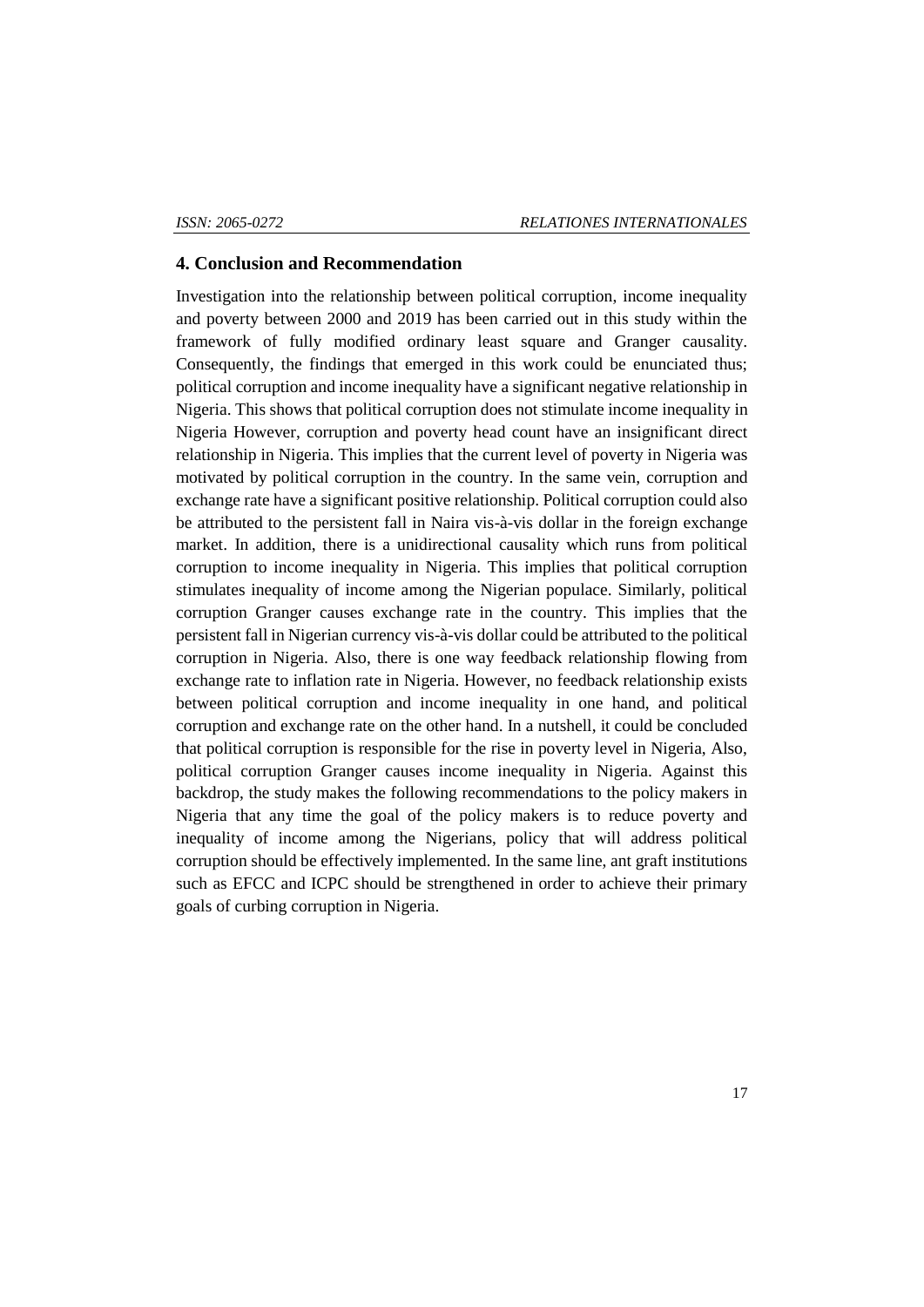## 4. Conclusion and Recommendation

Investigation into the relationship between political corruption, income inequality and poverty between 2000 and 2019 has been carried out in this study within the framework of fully modified ordinary least square and Granger causality. Consequently, the findings that emerged in this work could be enunciated thus; political corruption and income inequality have a significant negative relationship in Nigeria. This shows that political corruption does not stimulate income inequality in Nigeria However, corruption and poverty head count have an insignificant direct relationship in Nigeria. This implies that the current level of poverty in Nigeria was motivated by political corruption in the country. In the same vein, corruption and exchange rate have a significant positive relationship. Political corruption could also be attributed to the persistent fall in Naira vis-à-vis dollar in the foreign exchange market. In addition, there is a unidirectional causality which runs from political corruption to income inequality in Nigeria. This implies that political corruption stimulates inequality of income among the Nigerian populace. Similarly, political corruption Granger causes exchange rate in the country. This implies that the persistent fall in Nigerian currency vis-à-vis dollar could be attributed to the political corruption in Nigeria. Also, there is one way feedback relationship flowing from exchange rate to inflation rate in Nigeria. However, no feedback relationship exists between political corruption and income inequality in one hand, and political corruption and exchange rate on the other hand. In a nutshell, it could be concluded that political corruption is responsible for the rise in poverty level in Nigeria, Also, political corruption Granger causes income inequality in Nigeria. Against this backdrop, the study makes the following recommendations to the policy makers in Nigeria that any time the goal of the policy makers is to reduce poverty and inequality of income among the Nigerians, policy that will address political corruption should be effectively implemented. In the same line, ant graft institutions such as EFCC and ICPC should be strengthened in order to achieve their primary goals of curbing corruption in Nigeria.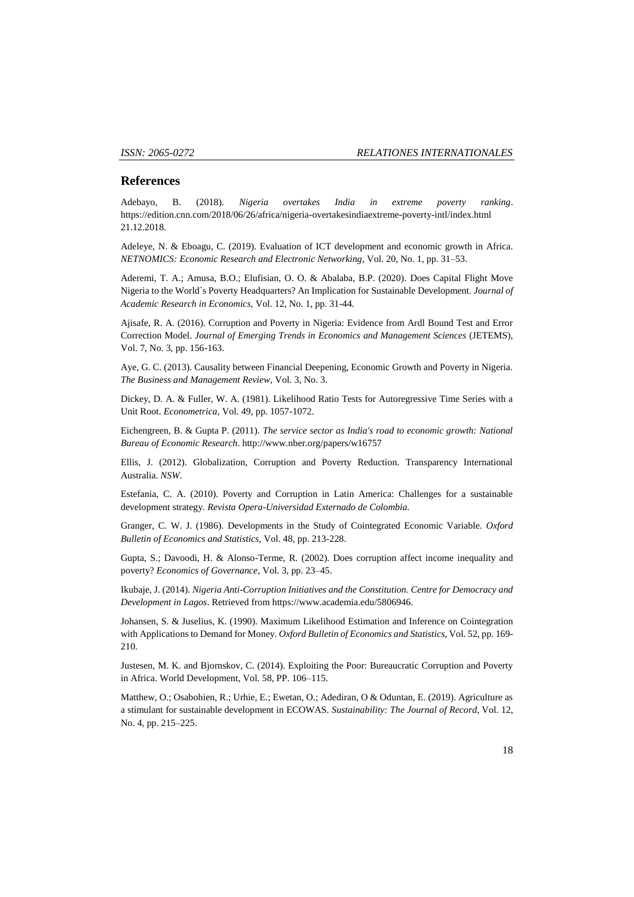## References

Adebayo, B. (2018). *Nigeria overtakes India in extreme poverty ranking*. https://edition.cnn.com/2018/06/26/africa/nigeria-overtakesindiaextreme-poverty-intl/index.html 21.12.2018.

Adeleye, N. & Eboagu, C. (2019). Evaluation of ICT development and economic growth in Africa. *NETNOMICS: Economic Research and Electronic Networking*, Vol. 20, No. 1, pp. 31–53.

Aderemi, T. A.; Amusa, B.O.; Elufisian, O. O. & Abalaba, B.P. (2020). Does Capital Flight Move Nigeria to the World`s Poverty Headquarters? An Implication for Sustainable Development. *Journal of Academic Research in Economics*, Vol. 12, No. 1, pp. 31-44.

Ajisafe, R. A. (2016). Corruption and Poverty in Nigeria: Evidence from Ardl Bound Test and Error Correction Model. *Journal of Emerging Trends in Economics and Management Sciences* (JETEMS), Vol. 7, No. 3, pp. 156-163.

Aye, G. C. (2013). Causality between Financial Deepening, Economic Growth and Poverty in Nigeria. *The Business and Management Review*, Vol. 3, No. 3.

Dickey, D. A. & Fuller, W. A. (1981). Likelihood Ratio Tests for Autoregressive Time Series with a Unit Root. *Econometrica*, Vol. 49, pp. 1057-1072.

Eichengreen, B. & Gupta P. (2011). *The service sector as India's road to economic growth: National Bureau of Economic Research*. http://www.nber.org/papers/w16757

Ellis, J. (2012). Globalization, Corruption and Poverty Reduction. Transparency International Australia. *NSW*.

Estefania, C. A. (2010). Poverty and Corruption in Latin America: Challenges for a sustainable development strategy. *Revista Opera-Universidad Externado de Colombia.*

Granger, C. W. J. (1986). Developments in the Study of Cointegrated Economic Variable. *Oxford Bulletin of Economics and Statistics*, Vol. 48, pp. 213-228.

Gupta, S.; Davoodi, H. & Alonso-Terme, R. (2002). Does corruption affect income inequality and poverty? *Economics of Governance*, Vol. 3, pp. 23–45.

Ikubaje, J. (2014). *Nigeria Anti-Corruption Initiatives and the Constitution. Centre for Democracy and Development in Lagos*. Retrieved from https://www.academia.edu/5806946.

Johansen, S. & Juselius, K. (1990). Maximum Likelihood Estimation and Inference on Cointegration with Applications to Demand for Money. *Oxford Bulletin of Economics and Statistics*, Vol. 52, pp. 169-210.

Justesen, M. K. and Bjornskov, C. (2014). Exploiting the Poor: Bureaucratic Corruption and Poverty in Africa. World Development, Vol. 58, PP. 106–115.

Matthew, O.; Osabohien, R.; Urhie, E.; Ewetan, O.; Adediran, O & Oduntan, E. (2019). Agriculture as a stimulant for sustainable development in ECOWAS. *Sustainability: The Journal of Record*, Vol. 12, No. 4, pp. 215–225.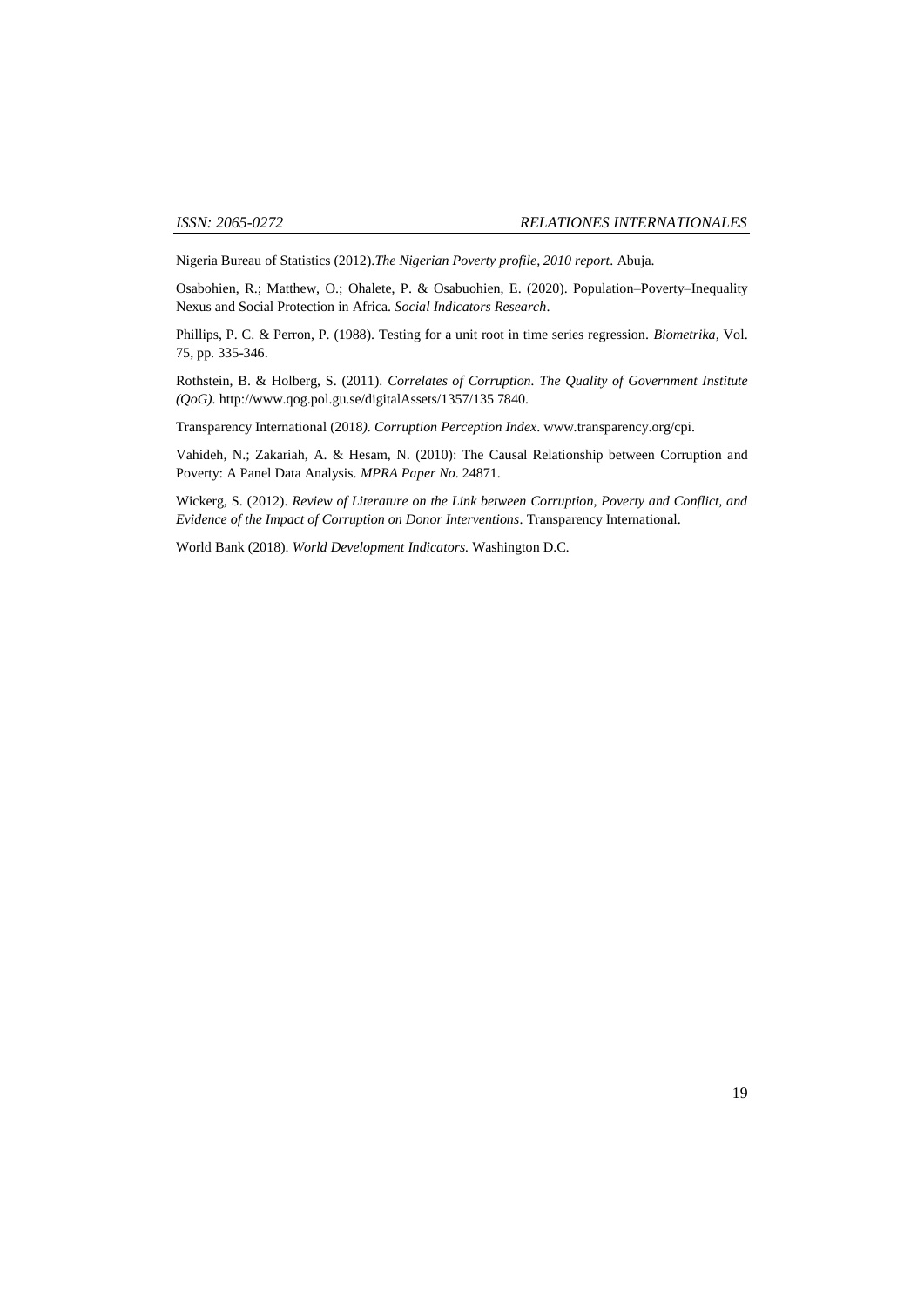Nigeria Bureau of Statistics (2012).*The Nigerian Poverty profile, 2010 report*. Abuja.

Osabohien, R.; Matthew, O.; Ohalete, P. & Osabuohien, E. (2020). Population–Poverty–Inequality Nexus and Social Protection in Africa. *Social Indicators Research*.

Phillips, P. C. & Perron, P. (1988). Testing for a unit root in time series regression. *Biometrika*, Vol. 75, pp. 335-346.

Rothstein, B. & Holberg, S. (2011). *Correlates of Corruption. The Quality of Government Institute (QoG)*. http://www.qog.pol.gu.se/digitalAssets/1357/135 7840.

Transparency International (2018*). Corruption Perception Index*. www.transparency.org/cpi.

Vahideh, N.; Zakariah, A. & Hesam, N. (2010): The Causal Relationship between Corruption and Poverty: A Panel Data Analysis. *MPRA Paper No*. 24871.

Wickerg, S. (2012). *Review of Literature on the Link between Corruption, Poverty and Conflict, and Evidence of the Impact of Corruption on Donor Interventions*. Transparency International.

World Bank (2018). *World Development Indicators.* Washington D.C.